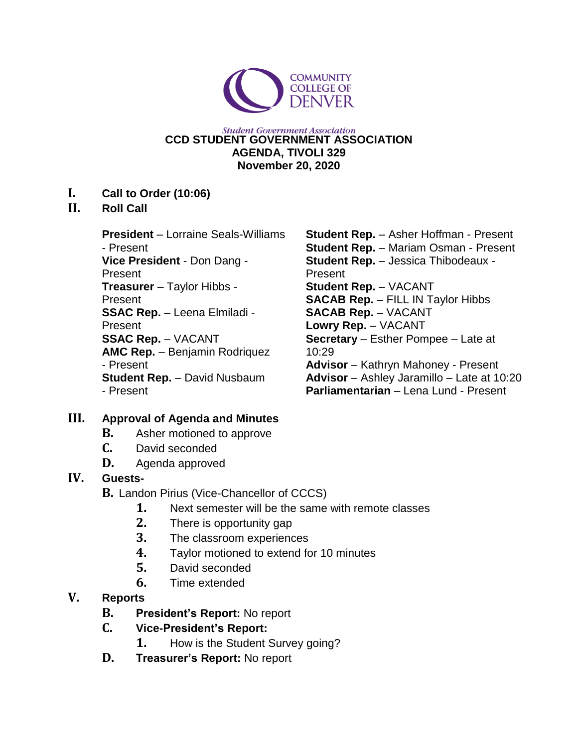COMMUNITY COLLEGE OF DENVER

*Student Government Association*

**CCD STUDENT GOVERNMENT ASSOCIATION**
**AGENDA, TIVOLI 329**
**November 20, 2020**

**I. Call to Order (10:06)**

**II. Roll Call**

**President** – Lorraine Seals-Williams - Present
**Vice President** - Don Dang - Present
**Treasurer** – Taylor Hibbs - Present
**SSAC Rep.** – Leena Elmiladi - Present
**SSAC Rep.** – VACANT
**AMC Rep.** – Benjamin Rodriquez - Present
**Student Rep.** – David Nusbaum - Present
**Student Rep.** – Asher Hoffman - Present
**Student Rep.** – Mariam Osman - Present
**Student Rep.** – Jessica Thibodeaux - Present
**Student Rep.** – VACANT
**SACAB Rep.** – FILL IN Taylor Hibbs
**SACAB Rep.** – VACANT
**Lowry Rep.** – VACANT
**Secretary** – Esther Pompee – Late at 10:29
**Advisor** – Kathryn Mahoney - Present
**Advisor** – Ashley Jaramillo – Late at 10:20
**Parliamentarian** – Lena Lund - Present

**III. Approval of Agenda and Minutes**

- **B.** Asher motioned to approve
- **C.** David seconded
- **D.** Agenda approved

**IV. Guests-**

- **B.** Landon Pirius (Vice-Chancellor of CCCS)
  1. Next semester will be the same with remote classes
  2. There is opportunity gap
  3. The classroom experiences
  4. Taylor motioned to extend for 10 minutes
  5. David seconded
  6. Time extended

**V. Reports**

- **B. President's Report:** No report
- **C. Vice-President's Report:**
  1. How is the Student Survey going?
- **D. Treasurer's Report:** No report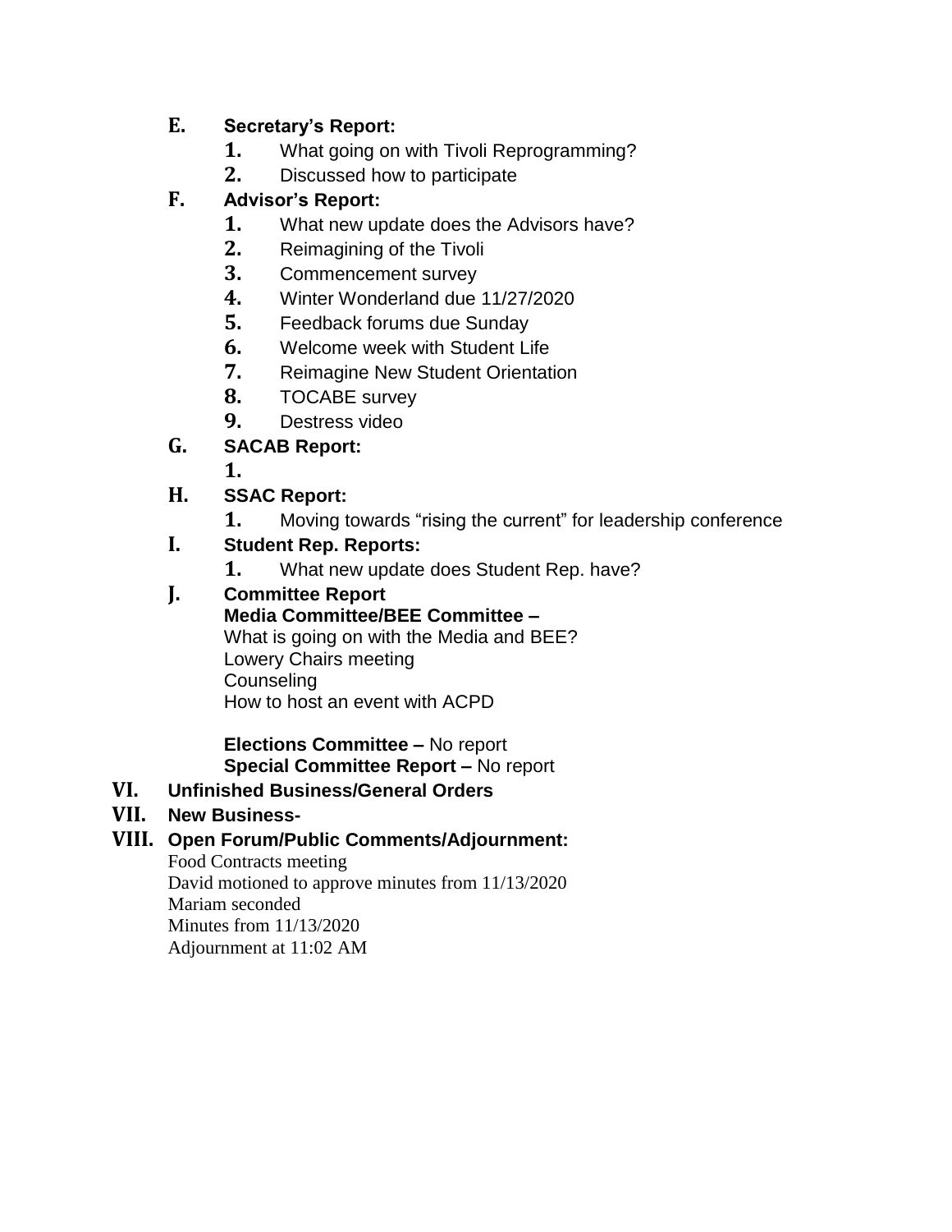- **E. Secretary's Report:**
  1. What going on with Tivoli Reprogramming?
  2. Discussed how to participate
- **F. Advisor's Report:**
  1. What new update does the Advisors have?
  2. Reimagining of the Tivoli
  3. Commencement survey
  4. Winter Wonderland due 11/27/2020
  5. Feedback forums due Sunday
  6. Welcome week with Student Life
  7. Reimagine New Student Orientation
  8. TOCABE survey
  9. Destress video
- **G. SACAB Report:**
  1.
- **H. SSAC Report:**
  1. Moving towards "rising the current" for leadership conference
- **I. Student Rep. Reports:**
  1. What new update does Student Rep. have?
- **J. Committee Report**

  **Media Committee/BEE Committee –**
  What is going on with the Media and BEE?
  Lowery Chairs meeting
  Counseling
  How to host an event with ACPD

  **Elections Committee –** No report
  **Special Committee Report –** No report

**VI. Unfinished Business/General Orders**

**VII. New Business-**

**VIII. Open Forum/Public Comments/Adjournment:**

Food Contracts meeting
David motioned to approve minutes from 11/13/2020
Mariam seconded
Minutes from 11/13/2020
Adjournment at 11:02 AM